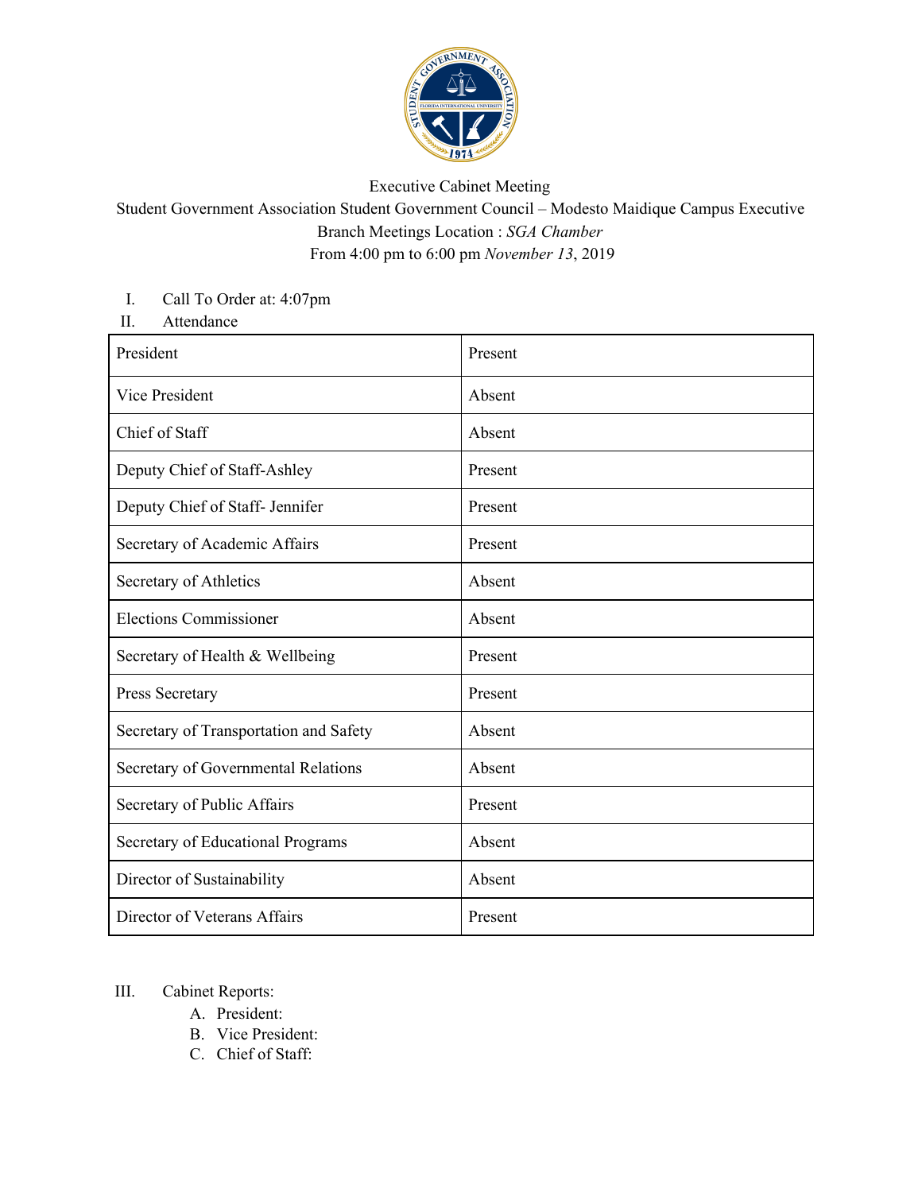Executive Cabinet Meeting

Student Government Association Student Government Council – Modesto Maidique Campus Executive Branch Meetings Location : *SGA Chamber*

From 4:00 pm to 6:00 pm *November 13*, 2019

I. Call To Order at: 4:07pm

II. Attendance

| | |
|---|---|
| President | Present |
| Vice President | Absent |
| Chief of Staff | Absent |
| Deputy Chief of Staff-Ashley | Present |
| Deputy Chief of Staff- Jennifer | Present |
| Secretary of Academic Affairs | Present |
| Secretary of Athletics | Absent |
| Elections Commissioner | Absent |
| Secretary of Health & Wellbeing | Present |
| Press Secretary | Present |
| Secretary of Transportation and Safety | Absent |
| Secretary of Governmental Relations | Absent |
| Secretary of Public Affairs | Present |
| Secretary of Educational Programs | Absent |
| Director of Sustainability | Absent |
| Director of Veterans Affairs | Present |

III. Cabinet Reports:

A. President:

B. Vice President:

C. Chief of Staff: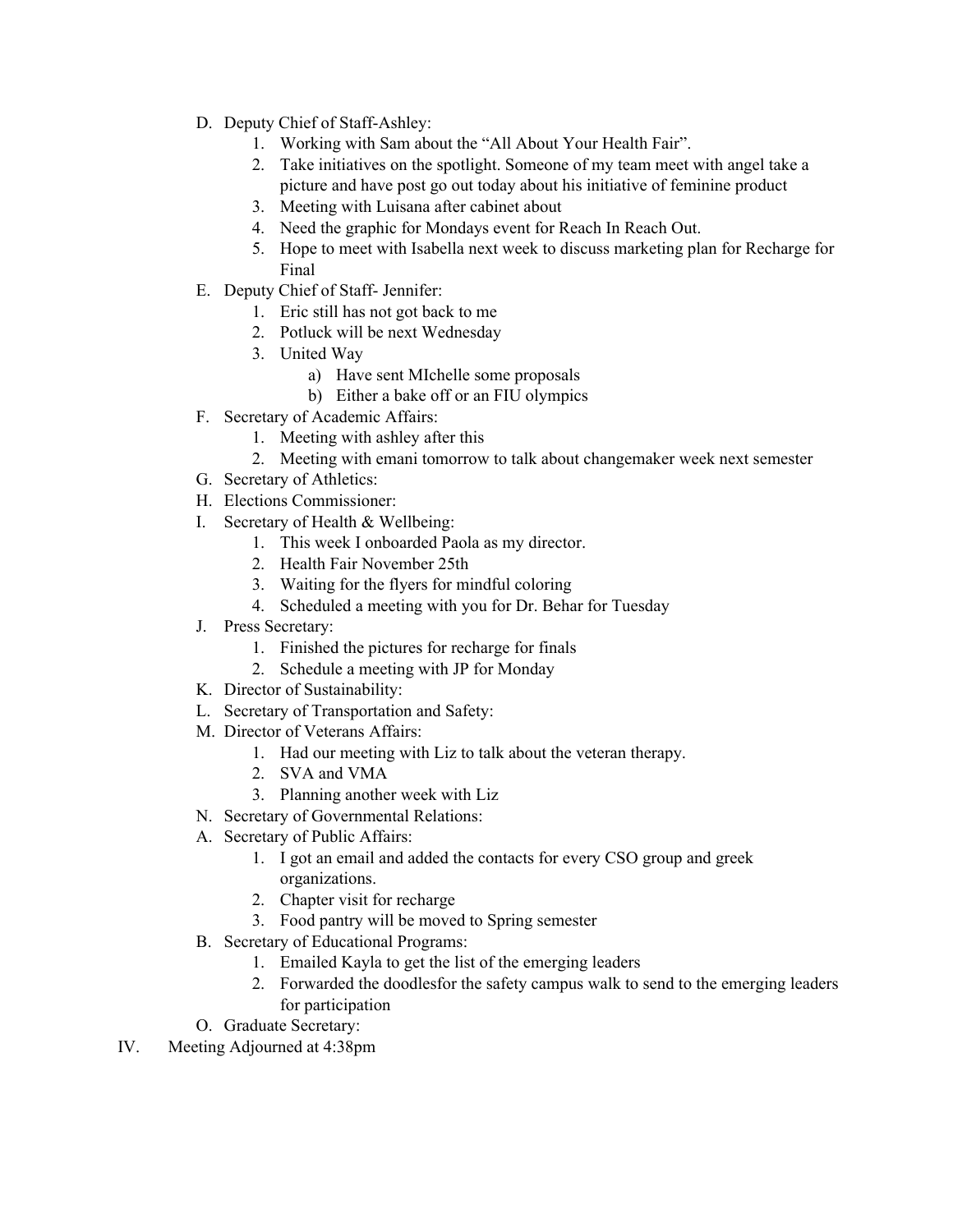D. Deputy Chief of Staff-Ashley:
    1. Working with Sam about the "All About Your Health Fair".
    2. Take initiatives on the spotlight. Someone of my team meet with angel take a picture and have post go out today about his initiative of feminine product
    3. Meeting with Luisana after cabinet about
    4. Need the graphic for Mondays event for Reach In Reach Out.
    5. Hope to meet with Isabella next week to discuss marketing plan for Recharge for Final

E. Deputy Chief of Staff- Jennifer:
    1. Eric still has not got back to me
    2. Potluck will be next Wednesday
    3. United Way
        a) Have sent MIchelle some proposals
        b) Either a bake off or an FIU olympics

F. Secretary of Academic Affairs:
    1. Meeting with ashley after this
    2. Meeting with emani tomorrow to talk about changemaker week next semester

G. Secretary of Athletics:

H. Elections Commissioner:

I. Secretary of Health & Wellbeing:
    1. This week I onboarded Paola as my director.
    2. Health Fair November 25th
    3. Waiting for the flyers for mindful coloring
    4. Scheduled a meeting with you for Dr. Behar for Tuesday

J. Press Secretary:
    1. Finished the pictures for recharge for finals
    2. Schedule a meeting with JP for Monday

K. Director of Sustainability:

L. Secretary of Transportation and Safety:

M. Director of Veterans Affairs:
    1. Had our meeting with Liz to talk about the veteran therapy.
    2. SVA and VMA
    3. Planning another week with Liz

N. Secretary of Governmental Relations:

A. Secretary of Public Affairs:
    1. I got an email and added the contacts for every CSO group and greek organizations.
    2. Chapter visit for recharge
    3. Food pantry will be moved to Spring semester

B. Secretary of Educational Programs:
    1. Emailed Kayla to get the list of the emerging leaders
    2. Forwarded the doodlesfor the safety campus walk to send to the emerging leaders for participation

O. Graduate Secretary:

IV. Meeting Adjourned at 4:38pm